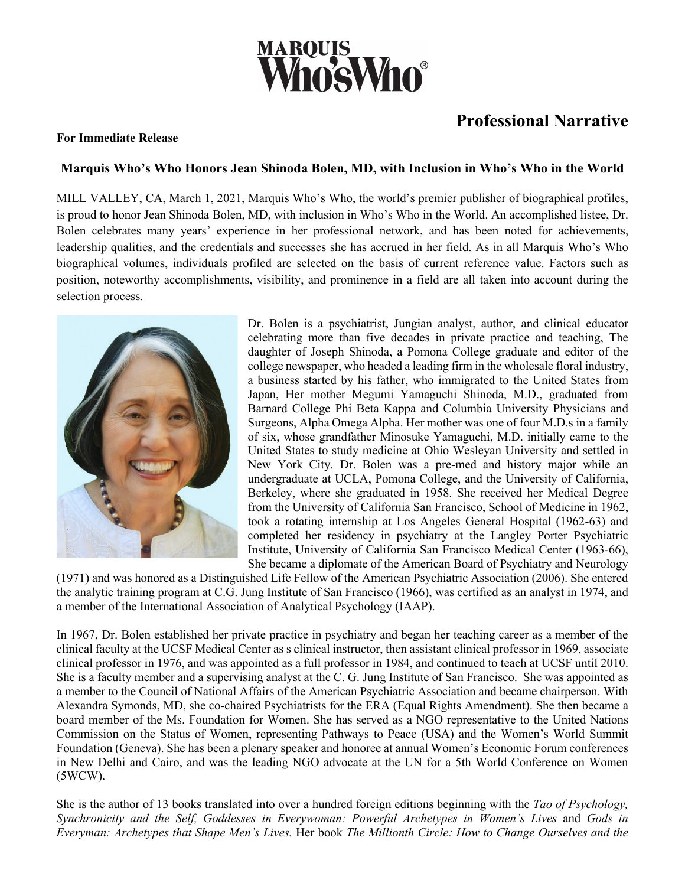MARQUIS Who'sWho®

## Professional Narrative

**For Immediate Release**

**Marquis Who's Who Honors Jean Shinoda Bolen, MD, with Inclusion in Who's Who in the World**

MILL VALLEY, CA, March 1, 2021, Marquis Who's Who, the world's premier publisher of biographical profiles, is proud to honor Jean Shinoda Bolen, MD, with inclusion in Who's Who in the World. An accomplished listee, Dr. Bolen celebrates many years' experience in her professional network, and has been noted for achievements, leadership qualities, and the credentials and successes she has accrued in her field. As in all Marquis Who's Who biographical volumes, individuals profiled are selected on the basis of current reference value. Factors such as position, noteworthy accomplishments, visibility, and prominence in a field are all taken into account during the selection process.

Dr. Bolen is a psychiatrist, Jungian analyst, author, and clinical educator celebrating more than five decades in private practice and teaching, The daughter of Joseph Shinoda, a Pomona College graduate and editor of the college newspaper, who headed a leading firm in the wholesale floral industry, a business started by his father, who immigrated to the United States from Japan, Her mother Megumi Yamaguchi Shinoda, M.D., graduated from Barnard College Phi Beta Kappa and Columbia University Physicians and Surgeons, Alpha Omega Alpha. Her mother was one of four M.D.s in a family of six, whose grandfather Minosuke Yamaguchi, M.D. initially came to the United States to study medicine at Ohio Wesleyan University and settled in New York City. Dr. Bolen was a pre-med and history major while an undergraduate at UCLA, Pomona College, and the University of California, Berkeley, where she graduated in 1958. She received her Medical Degree from the University of California San Francisco, School of Medicine in 1962, took a rotating internship at Los Angeles General Hospital (1962-63) and completed her residency in psychiatry at the Langley Porter Psychiatric Institute, University of California San Francisco Medical Center (1963-66), She became a diplomate of the American Board of Psychiatry and Neurology (1971) and was honored as a Distinguished Life Fellow of the American Psychiatric Association (2006). She entered the analytic training program at C.G. Jung Institute of San Francisco (1966), was certified as an analyst in 1974, and a member of the International Association of Analytical Psychology (IAAP).

In 1967, Dr. Bolen established her private practice in psychiatry and began her teaching career as a member of the clinical faculty at the UCSF Medical Center as s clinical instructor, then assistant clinical professor in 1969, associate clinical professor in 1976, and was appointed as a full professor in 1984, and continued to teach at UCSF until 2010. She is a faculty member and a supervising analyst at the C. G. Jung Institute of San Francisco. She was appointed as a member to the Council of National Affairs of the American Psychiatric Association and became chairperson. With Alexandra Symonds, MD, she co-chaired Psychiatrists for the ERA (Equal Rights Amendment). She then became a board member of the Ms. Foundation for Women. She has served as a NGO representative to the United Nations Commission on the Status of Women, representing Pathways to Peace (USA) and the Women's World Summit Foundation (Geneva). She has been a plenary speaker and honoree at annual Women's Economic Forum conferences in New Delhi and Cairo, and was the leading NGO advocate at the UN for a 5th World Conference on Women (5WCW).

She is the author of 13 books translated into over a hundred foreign editions beginning with the *Tao of Psychology, Synchronicity and the Self, Goddesses in Everywoman: Powerful Archetypes in Women's Lives* and *Gods in Everyman: Archetypes that Shape Men's Lives.* Her book *The Millionth Circle: How to Change Ourselves and the*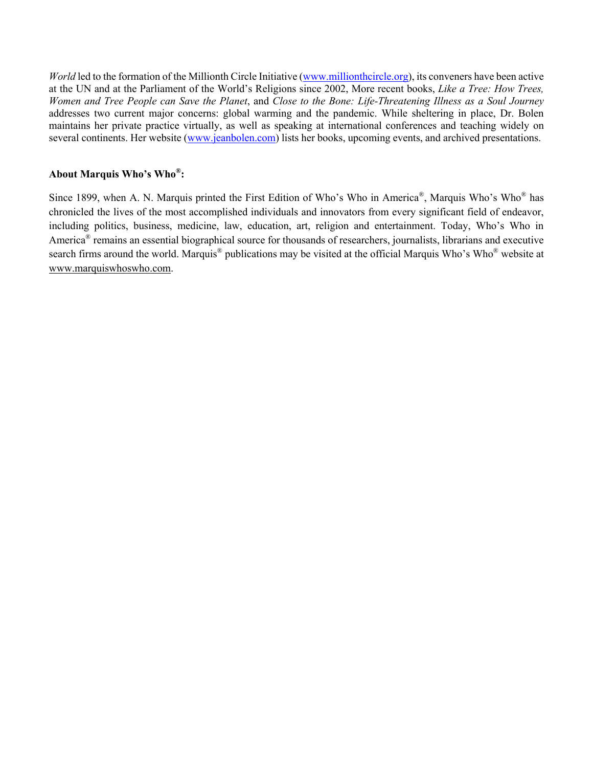*World* led to the formation of the Millionth Circle Initiative (www.millionthcircle.org), its conveners have been active at the UN and at the Parliament of the World's Religions since 2002, More recent books, *Like a Tree: How Trees, Women and Tree People can Save the Planet*, and *Close to the Bone: Life-Threatening Illness as a Soul Journey* addresses two current major concerns: global warming and the pandemic. While sheltering in place, Dr. Bolen maintains her private practice virtually, as well as speaking at international conferences and teaching widely on several continents. Her website (www.jeanbolen.com) lists her books, upcoming events, and archived presentations.

**About Marquis Who's Who®:**

Since 1899, when A. N. Marquis printed the First Edition of Who's Who in America®, Marquis Who's Who® has chronicled the lives of the most accomplished individuals and innovators from every significant field of endeavor, including politics, business, medicine, law, education, art, religion and entertainment. Today, Who's Who in America® remains an essential biographical source for thousands of researchers, journalists, librarians and executive search firms around the world. Marquis® publications may be visited at the official Marquis Who's Who® website at www.marquiswhoswho.com.